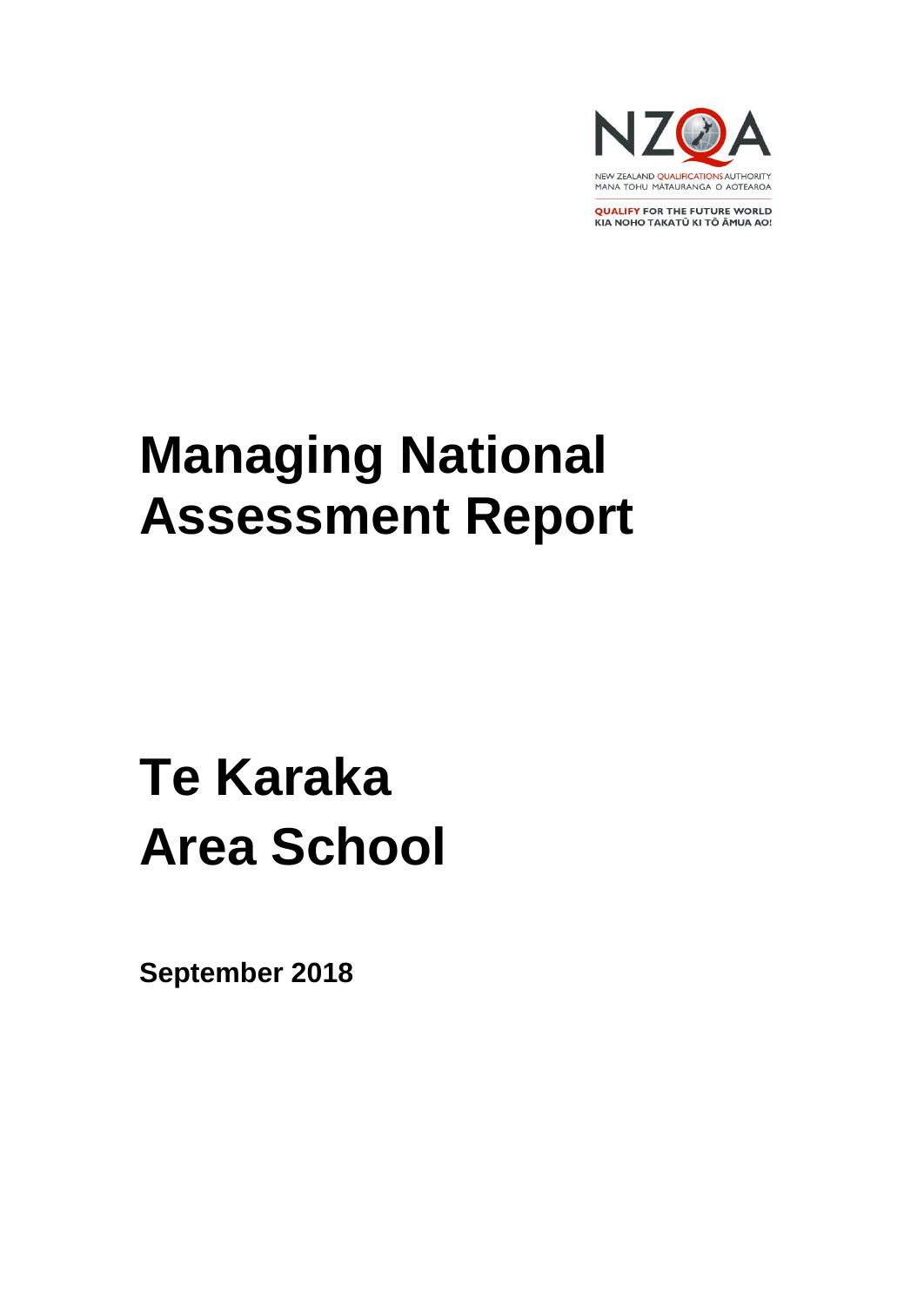NZQA

NEW ZEALAND QUALIFICATIONS AUTHORITY
MANA TOHU MĀTAURANGA O AOTEAROA

QUALIFY FOR THE FUTURE WORLD
KIA NOHO TAKATŪ KI TŌ ĀMUA AO!

# Managing National Assessment Report

# Te Karaka Area School

**September 2018**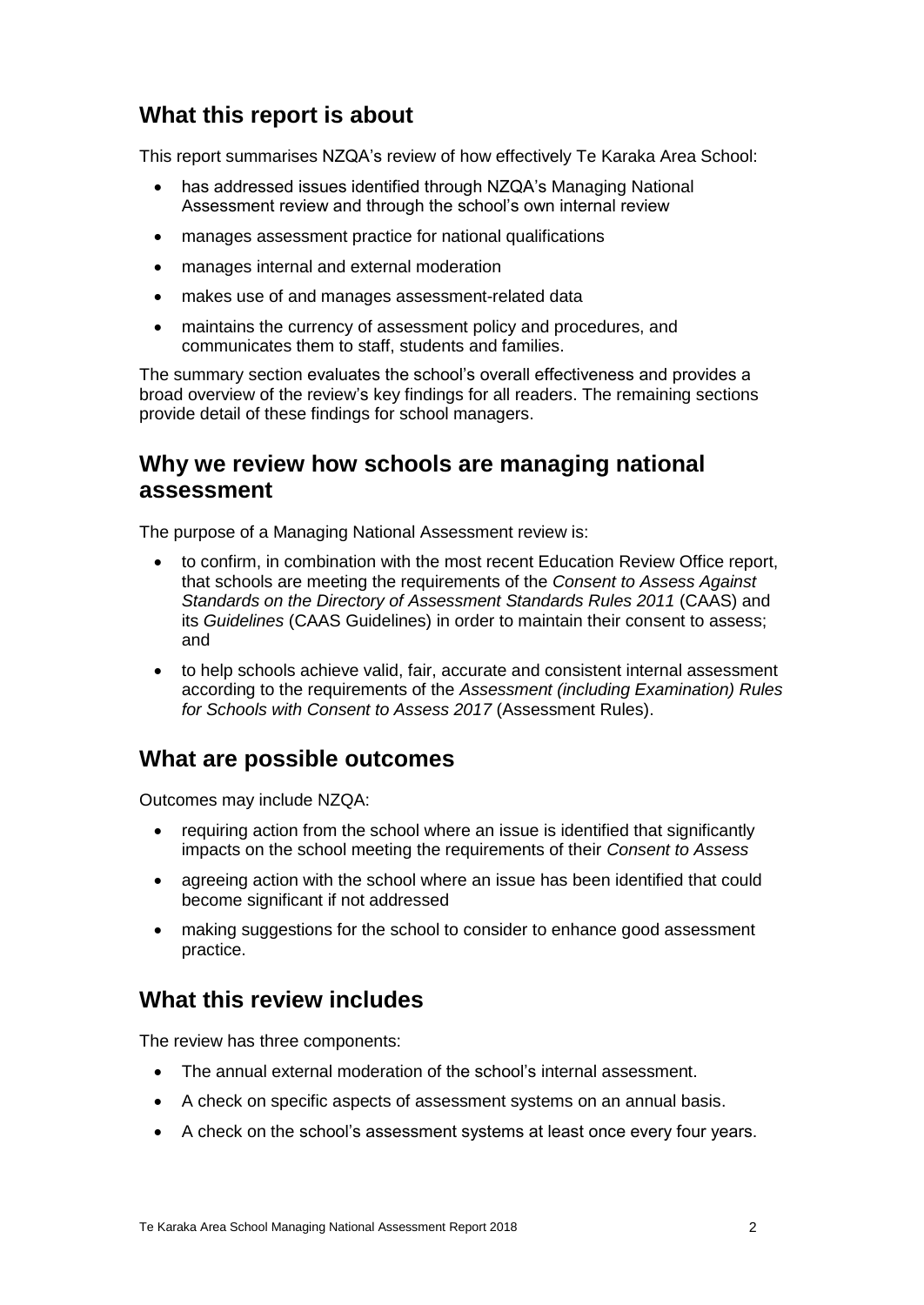## What this report is about

This report summarises NZQA's review of how effectively Te Karaka Area School:

- has addressed issues identified through NZQA's Managing National Assessment review and through the school's own internal review
- manages assessment practice for national qualifications
- manages internal and external moderation
- makes use of and manages assessment-related data
- maintains the currency of assessment policy and procedures, and communicates them to staff, students and families.

The summary section evaluates the school's overall effectiveness and provides a broad overview of the review's key findings for all readers. The remaining sections provide detail of these findings for school managers.

## Why we review how schools are managing national assessment

The purpose of a Managing National Assessment review is:

- to confirm, in combination with the most recent Education Review Office report, that schools are meeting the requirements of the *Consent to Assess Against Standards on the Directory of Assessment Standards Rules 2011* (CAAS) and its *Guidelines* (CAAS Guidelines) in order to maintain their consent to assess; and
- to help schools achieve valid, fair, accurate and consistent internal assessment according to the requirements of the *Assessment (including Examination) Rules for Schools with Consent to Assess 2017* (Assessment Rules).

## What are possible outcomes

Outcomes may include NZQA:

- requiring action from the school where an issue is identified that significantly impacts on the school meeting the requirements of their *Consent to Assess*
- agreeing action with the school where an issue has been identified that could become significant if not addressed
- making suggestions for the school to consider to enhance good assessment practice.

## What this review includes

The review has three components:

- The annual external moderation of the school's internal assessment.
- A check on specific aspects of assessment systems on an annual basis.
- A check on the school's assessment systems at least once every four years.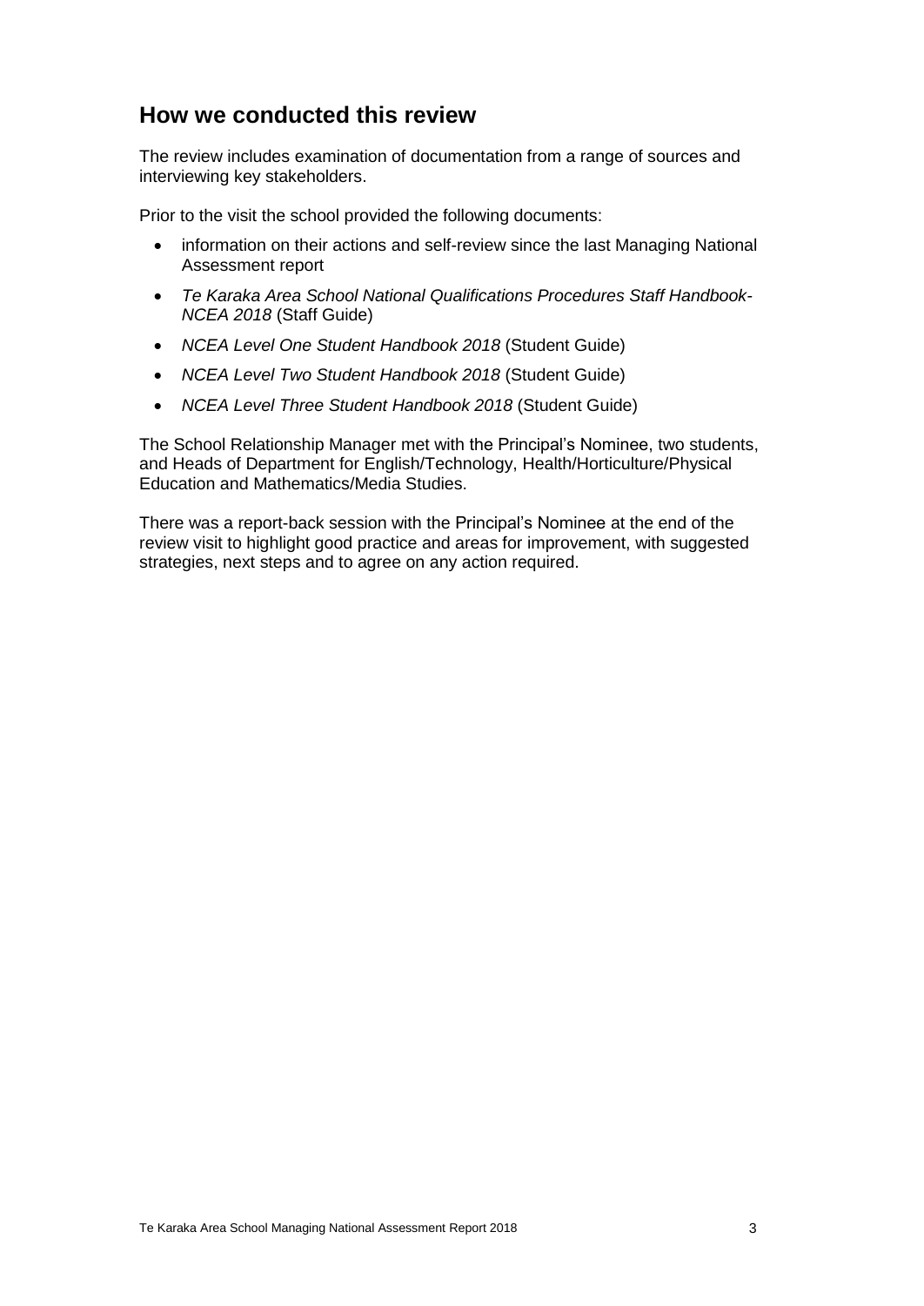## How we conducted this review

The review includes examination of documentation from a range of sources and interviewing key stakeholders.

Prior to the visit the school provided the following documents:

- information on their actions and self-review since the last Managing National Assessment report
- *Te Karaka Area School National Qualifications Procedures Staff Handbook-NCEA 2018* (Staff Guide)
- *NCEA Level One Student Handbook 2018* (Student Guide)
- *NCEA Level Two Student Handbook 2018* (Student Guide)
- *NCEA Level Three Student Handbook 2018* (Student Guide)

The School Relationship Manager met with the Principal's Nominee, two students, and Heads of Department for English/Technology, Health/Horticulture/Physical Education and Mathematics/Media Studies.

There was a report-back session with the Principal's Nominee at the end of the review visit to highlight good practice and areas for improvement, with suggested strategies, next steps and to agree on any action required.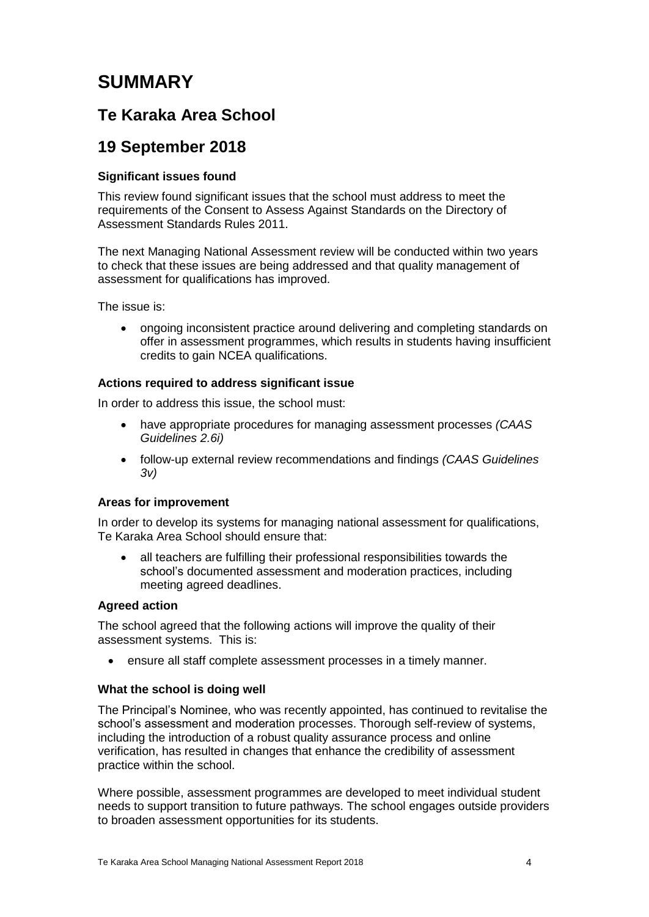# SUMMARY

## Te Karaka Area School

## 19 September 2018

### Significant issues found

This review found significant issues that the school must address to meet the requirements of the Consent to Assess Against Standards on the Directory of Assessment Standards Rules 2011.

The next Managing National Assessment review will be conducted within two years to check that these issues are being addressed and that quality management of assessment for qualifications has improved.

The issue is:

- ongoing inconsistent practice around delivering and completing standards on offer in assessment programmes, which results in students having insufficient credits to gain NCEA qualifications.

### Actions required to address significant issue

In order to address this issue, the school must:

- have appropriate procedures for managing assessment processes *(CAAS Guidelines 2.6i)*
- follow-up external review recommendations and findings *(CAAS Guidelines 3v)*

### Areas for improvement

In order to develop its systems for managing national assessment for qualifications, Te Karaka Area School should ensure that:

- all teachers are fulfilling their professional responsibilities towards the school's documented assessment and moderation practices, including meeting agreed deadlines.

### Agreed action

The school agreed that the following actions will improve the quality of their assessment systems. This is:

- ensure all staff complete assessment processes in a timely manner.

### What the school is doing well

The Principal's Nominee, who was recently appointed, has continued to revitalise the school's assessment and moderation processes. Thorough self-review of systems, including the introduction of a robust quality assurance process and online verification, has resulted in changes that enhance the credibility of assessment practice within the school.

Where possible, assessment programmes are developed to meet individual student needs to support transition to future pathways. The school engages outside providers to broaden assessment opportunities for its students.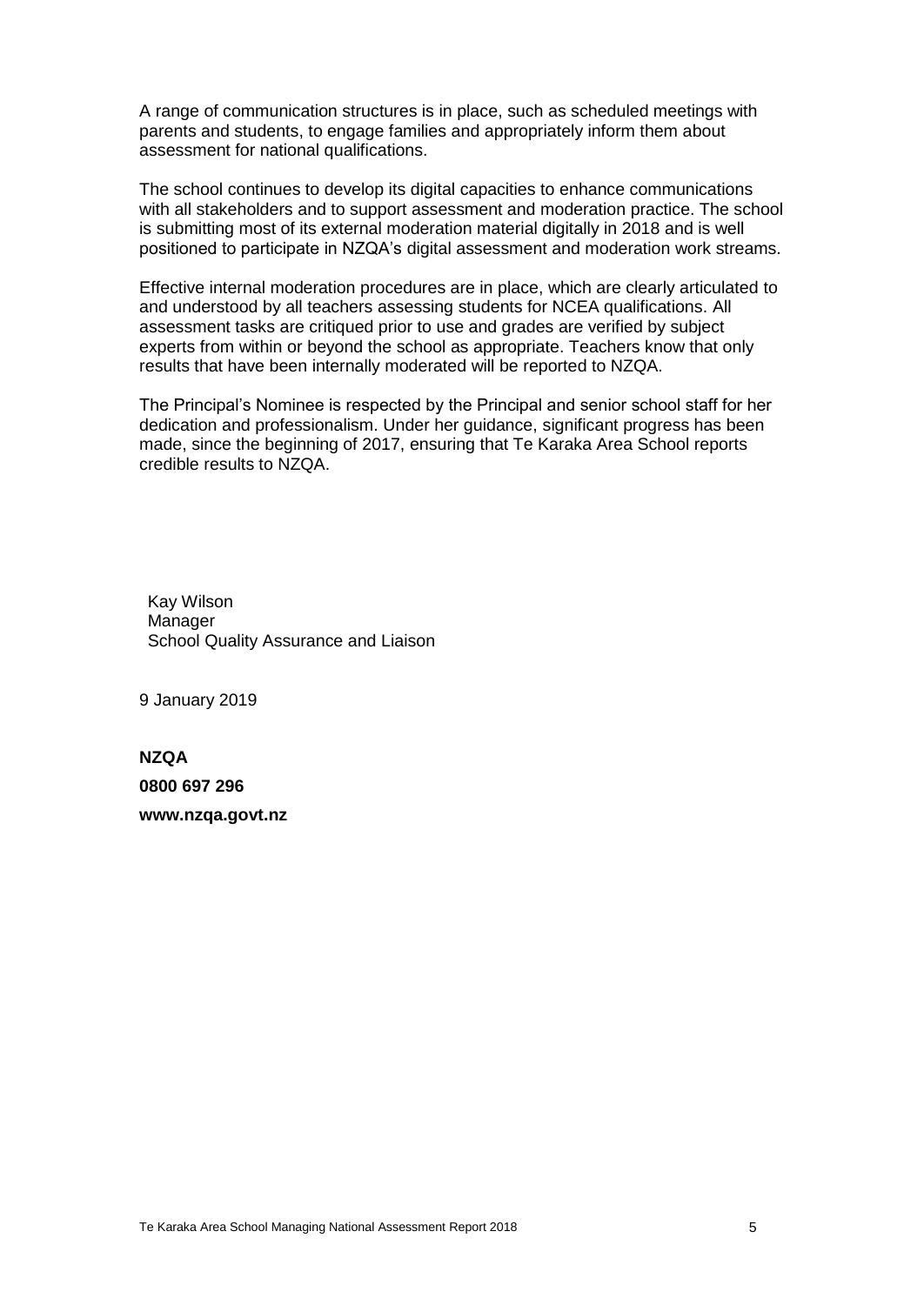A range of communication structures is in place, such as scheduled meetings with parents and students, to engage families and appropriately inform them about assessment for national qualifications.

The school continues to develop its digital capacities to enhance communications with all stakeholders and to support assessment and moderation practice. The school is submitting most of its external moderation material digitally in 2018 and is well positioned to participate in NZQA's digital assessment and moderation work streams.

Effective internal moderation procedures are in place, which are clearly articulated to and understood by all teachers assessing students for NCEA qualifications. All assessment tasks are critiqued prior to use and grades are verified by subject experts from within or beyond the school as appropriate. Teachers know that only results that have been internally moderated will be reported to NZQA.

The Principal's Nominee is respected by the Principal and senior school staff for her dedication and professionalism. Under her guidance, significant progress has been made, since the beginning of 2017, ensuring that Te Karaka Area School reports credible results to NZQA.

Kay Wilson
Manager
School Quality Assurance and Liaison

9 January 2019

**NZQA**

**0800 697 296**

**www.nzqa.govt.nz**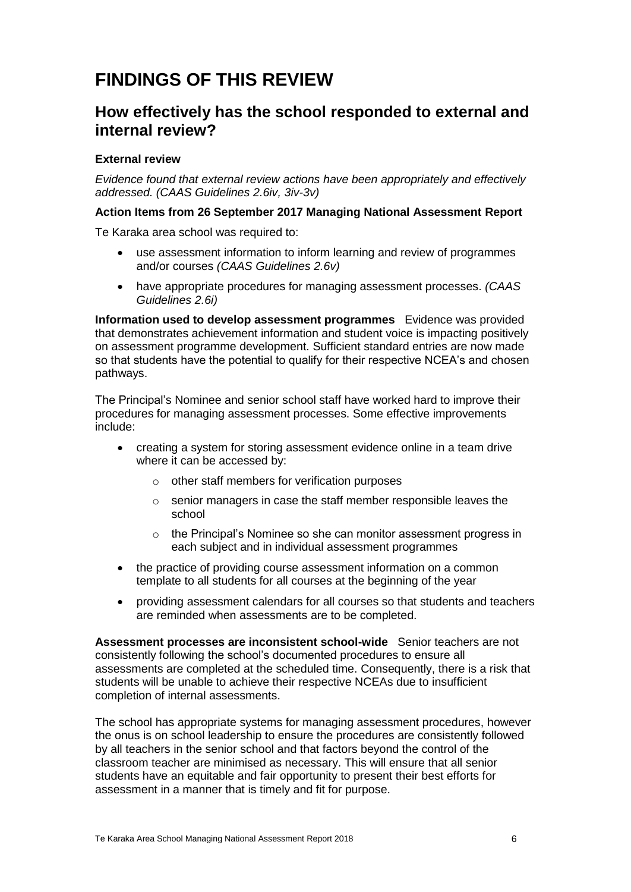# FINDINGS OF THIS REVIEW

## How effectively has the school responded to external and internal review?

### External review

*Evidence found that external review actions have been appropriately and effectively addressed. (CAAS Guidelines 2.6iv, 3iv-3v)*

**Action Items from 26 September 2017 Managing National Assessment Report**

Te Karaka area school was required to:

- use assessment information to inform learning and review of programmes and/or courses *(CAAS Guidelines 2.6v)*
- have appropriate procedures for managing assessment processes. *(CAAS Guidelines 2.6i)*

**Information used to develop assessment programmes** Evidence was provided that demonstrates achievement information and student voice is impacting positively on assessment programme development. Sufficient standard entries are now made so that students have the potential to qualify for their respective NCEA's and chosen pathways.

The Principal's Nominee and senior school staff have worked hard to improve their procedures for managing assessment processes. Some effective improvements include:

- creating a system for storing assessment evidence online in a team drive where it can be accessed by:
  - other staff members for verification purposes
  - senior managers in case the staff member responsible leaves the school
  - the Principal's Nominee so she can monitor assessment progress in each subject and in individual assessment programmes
- the practice of providing course assessment information on a common template to all students for all courses at the beginning of the year
- providing assessment calendars for all courses so that students and teachers are reminded when assessments are to be completed.

**Assessment processes are inconsistent school-wide** Senior teachers are not consistently following the school's documented procedures to ensure all assessments are completed at the scheduled time. Consequently, there is a risk that students will be unable to achieve their respective NCEAs due to insufficient completion of internal assessments.

The school has appropriate systems for managing assessment procedures, however the onus is on school leadership to ensure the procedures are consistently followed by all teachers in the senior school and that factors beyond the control of the classroom teacher are minimised as necessary. This will ensure that all senior students have an equitable and fair opportunity to present their best efforts for assessment in a manner that is timely and fit for purpose.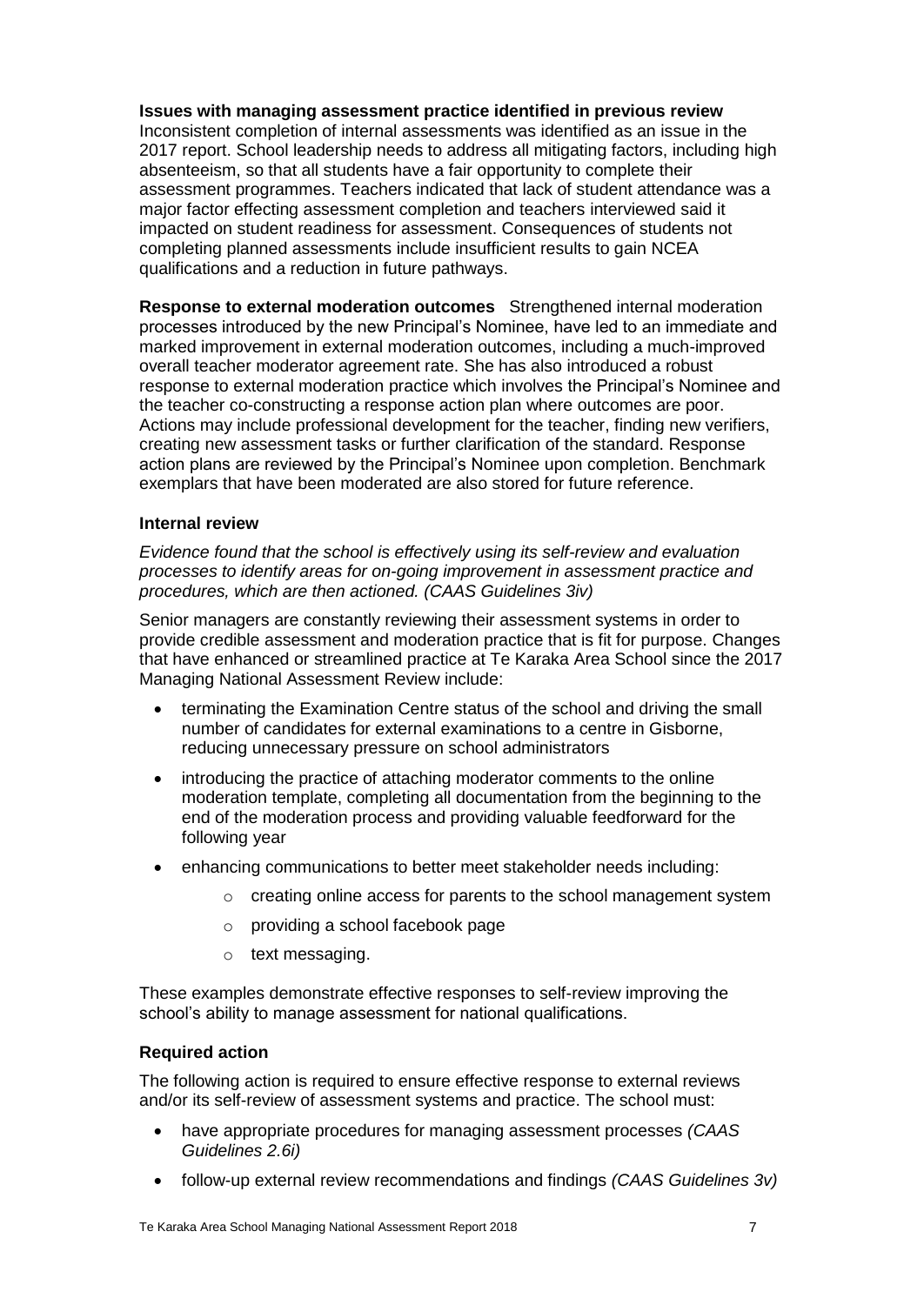**Issues with managing assessment practice identified in previous review**
Inconsistent completion of internal assessments was identified as an issue in the 2017 report. School leadership needs to address all mitigating factors, including high absenteeism, so that all students have a fair opportunity to complete their assessment programmes. Teachers indicated that lack of student attendance was a major factor effecting assessment completion and teachers interviewed said it impacted on student readiness for assessment. Consequences of students not completing planned assessments include insufficient results to gain NCEA qualifications and a reduction in future pathways.

**Response to external moderation outcomes** Strengthened internal moderation processes introduced by the new Principal's Nominee, have led to an immediate and marked improvement in external moderation outcomes, including a much-improved overall teacher moderator agreement rate. She has also introduced a robust response to external moderation practice which involves the Principal's Nominee and the teacher co-constructing a response action plan where outcomes are poor. Actions may include professional development for the teacher, finding new verifiers, creating new assessment tasks or further clarification of the standard. Response action plans are reviewed by the Principal's Nominee upon completion. Benchmark exemplars that have been moderated are also stored for future reference.

### Internal review

*Evidence found that the school is effectively using its self-review and evaluation processes to identify areas for on-going improvement in assessment practice and procedures, which are then actioned. (CAAS Guidelines 3iv)*

Senior managers are constantly reviewing their assessment systems in order to provide credible assessment and moderation practice that is fit for purpose. Changes that have enhanced or streamlined practice at Te Karaka Area School since the 2017 Managing National Assessment Review include:

- terminating the Examination Centre status of the school and driving the small number of candidates for external examinations to a centre in Gisborne, reducing unnecessary pressure on school administrators
- introducing the practice of attaching moderator comments to the online moderation template, completing all documentation from the beginning to the end of the moderation process and providing valuable feedforward for the following year
- enhancing communications to better meet stakeholder needs including:
  - creating online access for parents to the school management system
  - providing a school facebook page
  - text messaging.

These examples demonstrate effective responses to self-review improving the school's ability to manage assessment for national qualifications.

### Required action

The following action is required to ensure effective response to external reviews and/or its self-review of assessment systems and practice. The school must:

- have appropriate procedures for managing assessment processes *(CAAS Guidelines 2.6i)*
- follow-up external review recommendations and findings *(CAAS Guidelines 3v)*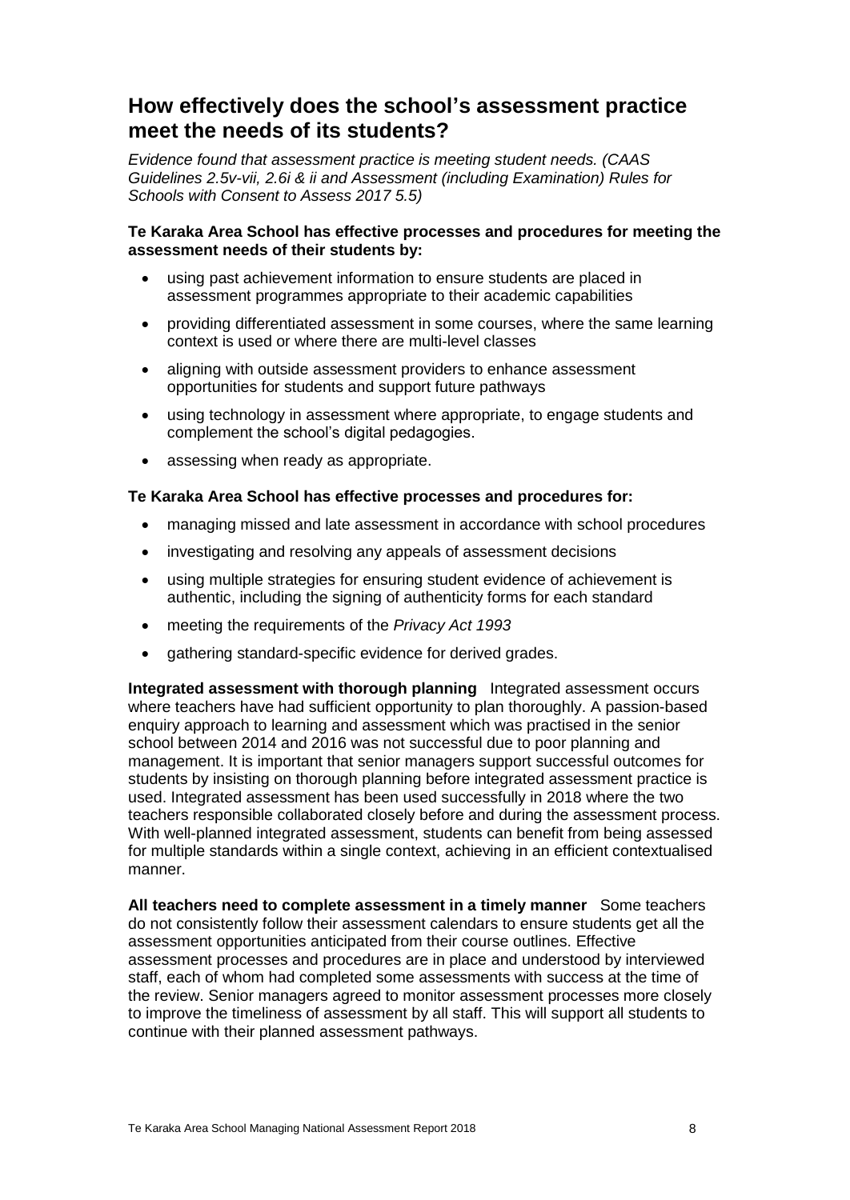## How effectively does the school's assessment practice meet the needs of its students?

*Evidence found that assessment practice is meeting student needs. (CAAS Guidelines 2.5v-vii, 2.6i & ii and Assessment (including Examination) Rules for Schools with Consent to Assess 2017 5.5)*

**Te Karaka Area School has effective processes and procedures for meeting the assessment needs of their students by:**

- using past achievement information to ensure students are placed in assessment programmes appropriate to their academic capabilities
- providing differentiated assessment in some courses, where the same learning context is used or where there are multi-level classes
- aligning with outside assessment providers to enhance assessment opportunities for students and support future pathways
- using technology in assessment where appropriate, to engage students and complement the school's digital pedagogies.
- assessing when ready as appropriate.

**Te Karaka Area School has effective processes and procedures for:**

- managing missed and late assessment in accordance with school procedures
- investigating and resolving any appeals of assessment decisions
- using multiple strategies for ensuring student evidence of achievement is authentic, including the signing of authenticity forms for each standard
- meeting the requirements of the *Privacy Act 1993*
- gathering standard-specific evidence for derived grades.

**Integrated assessment with thorough planning** Integrated assessment occurs where teachers have had sufficient opportunity to plan thoroughly. A passion-based enquiry approach to learning and assessment which was practised in the senior school between 2014 and 2016 was not successful due to poor planning and management. It is important that senior managers support successful outcomes for students by insisting on thorough planning before integrated assessment practice is used. Integrated assessment has been used successfully in 2018 where the two teachers responsible collaborated closely before and during the assessment process. With well-planned integrated assessment, students can benefit from being assessed for multiple standards within a single context, achieving in an efficient contextualised manner.

**All teachers need to complete assessment in a timely manner** Some teachers do not consistently follow their assessment calendars to ensure students get all the assessment opportunities anticipated from their course outlines. Effective assessment processes and procedures are in place and understood by interviewed staff, each of whom had completed some assessments with success at the time of the review. Senior managers agreed to monitor assessment processes more closely to improve the timeliness of assessment by all staff. This will support all students to continue with their planned assessment pathways.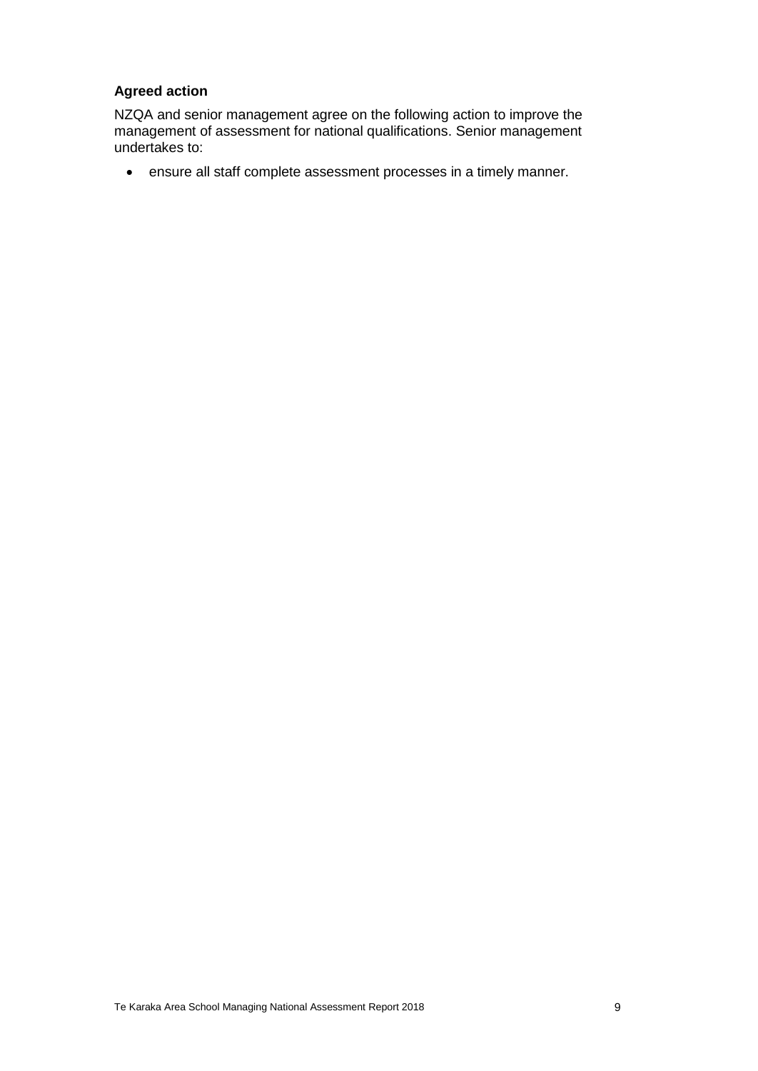**Agreed action**

NZQA and senior management agree on the following action to improve the management of assessment for national qualifications. Senior management undertakes to:

- ensure all staff complete assessment processes in a timely manner.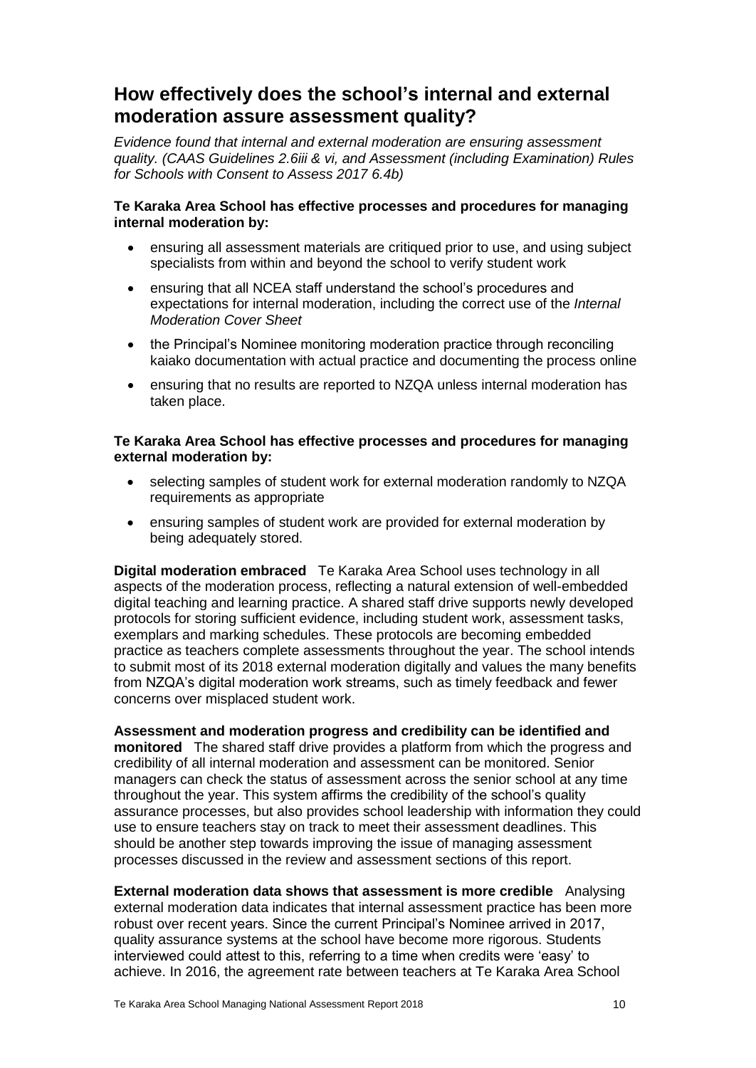## How effectively does the school's internal and external moderation assure assessment quality?

*Evidence found that internal and external moderation are ensuring assessment quality. (CAAS Guidelines 2.6iii & vi, and Assessment (including Examination) Rules for Schools with Consent to Assess 2017 6.4b)*

**Te Karaka Area School has effective processes and procedures for managing internal moderation by:**

- ensuring all assessment materials are critiqued prior to use, and using subject specialists from within and beyond the school to verify student work
- ensuring that all NCEA staff understand the school's procedures and expectations for internal moderation, including the correct use of the *Internal Moderation Cover Sheet*
- the Principal's Nominee monitoring moderation practice through reconciling kaiako documentation with actual practice and documenting the process online
- ensuring that no results are reported to NZQA unless internal moderation has taken place.

**Te Karaka Area School has effective processes and procedures for managing external moderation by:**

- selecting samples of student work for external moderation randomly to NZQA requirements as appropriate
- ensuring samples of student work are provided for external moderation by being adequately stored.

**Digital moderation embraced** Te Karaka Area School uses technology in all aspects of the moderation process, reflecting a natural extension of well-embedded digital teaching and learning practice. A shared staff drive supports newly developed protocols for storing sufficient evidence, including student work, assessment tasks, exemplars and marking schedules. These protocols are becoming embedded practice as teachers complete assessments throughout the year. The school intends to submit most of its 2018 external moderation digitally and values the many benefits from NZQA's digital moderation work streams, such as timely feedback and fewer concerns over misplaced student work.

**Assessment and moderation progress and credibility can be identified and monitored** The shared staff drive provides a platform from which the progress and credibility of all internal moderation and assessment can be monitored. Senior managers can check the status of assessment across the senior school at any time throughout the year. This system affirms the credibility of the school's quality assurance processes, but also provides school leadership with information they could use to ensure teachers stay on track to meet their assessment deadlines. This should be another step towards improving the issue of managing assessment processes discussed in the review and assessment sections of this report.

**External moderation data shows that assessment is more credible** Analysing external moderation data indicates that internal assessment practice has been more robust over recent years. Since the current Principal's Nominee arrived in 2017, quality assurance systems at the school have become more rigorous. Students interviewed could attest to this, referring to a time when credits were 'easy' to achieve. In 2016, the agreement rate between teachers at Te Karaka Area School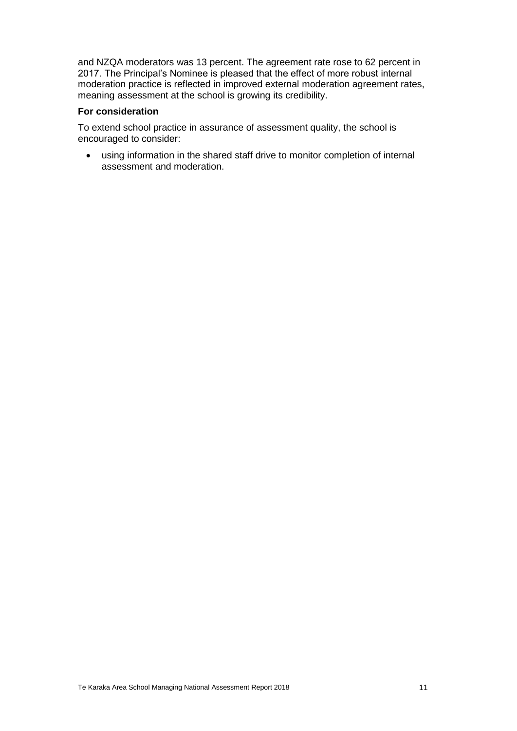and NZQA moderators was 13 percent. The agreement rate rose to 62 percent in 2017. The Principal's Nominee is pleased that the effect of more robust internal moderation practice is reflected in improved external moderation agreement rates, meaning assessment at the school is growing its credibility.

**For consideration**

To extend school practice in assurance of assessment quality, the school is encouraged to consider:

- using information in the shared staff drive to monitor completion of internal assessment and moderation.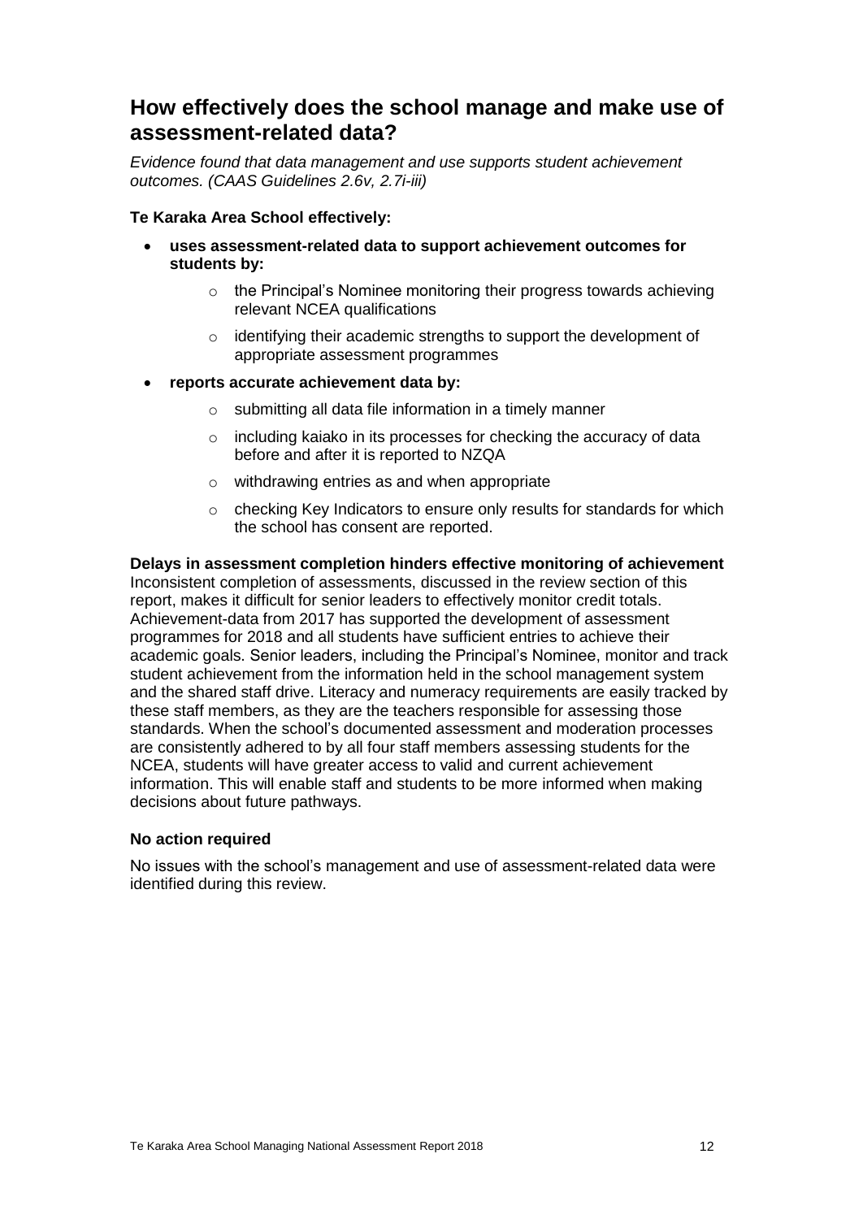## How effectively does the school manage and make use of assessment-related data?

*Evidence found that data management and use supports student achievement outcomes. (CAAS Guidelines 2.6v, 2.7i-iii)*

**Te Karaka Area School effectively:**

- **uses assessment-related data to support achievement outcomes for students by:**
  - the Principal's Nominee monitoring their progress towards achieving relevant NCEA qualifications
  - identifying their academic strengths to support the development of appropriate assessment programmes
- **reports accurate achievement data by:**
  - submitting all data file information in a timely manner
  - including kaiako in its processes for checking the accuracy of data before and after it is reported to NZQA
  - withdrawing entries as and when appropriate
  - checking Key Indicators to ensure only results for standards for which the school has consent are reported.

**Delays in assessment completion hinders effective monitoring of achievement**
Inconsistent completion of assessments, discussed in the review section of this report, makes it difficult for senior leaders to effectively monitor credit totals. Achievement-data from 2017 has supported the development of assessment programmes for 2018 and all students have sufficient entries to achieve their academic goals. Senior leaders, including the Principal's Nominee, monitor and track student achievement from the information held in the school management system and the shared staff drive. Literacy and numeracy requirements are easily tracked by these staff members, as they are the teachers responsible for assessing those standards. When the school's documented assessment and moderation processes are consistently adhered to by all four staff members assessing students for the NCEA, students will have greater access to valid and current achievement information. This will enable staff and students to be more informed when making decisions about future pathways.

**No action required**

No issues with the school's management and use of assessment-related data were identified during this review.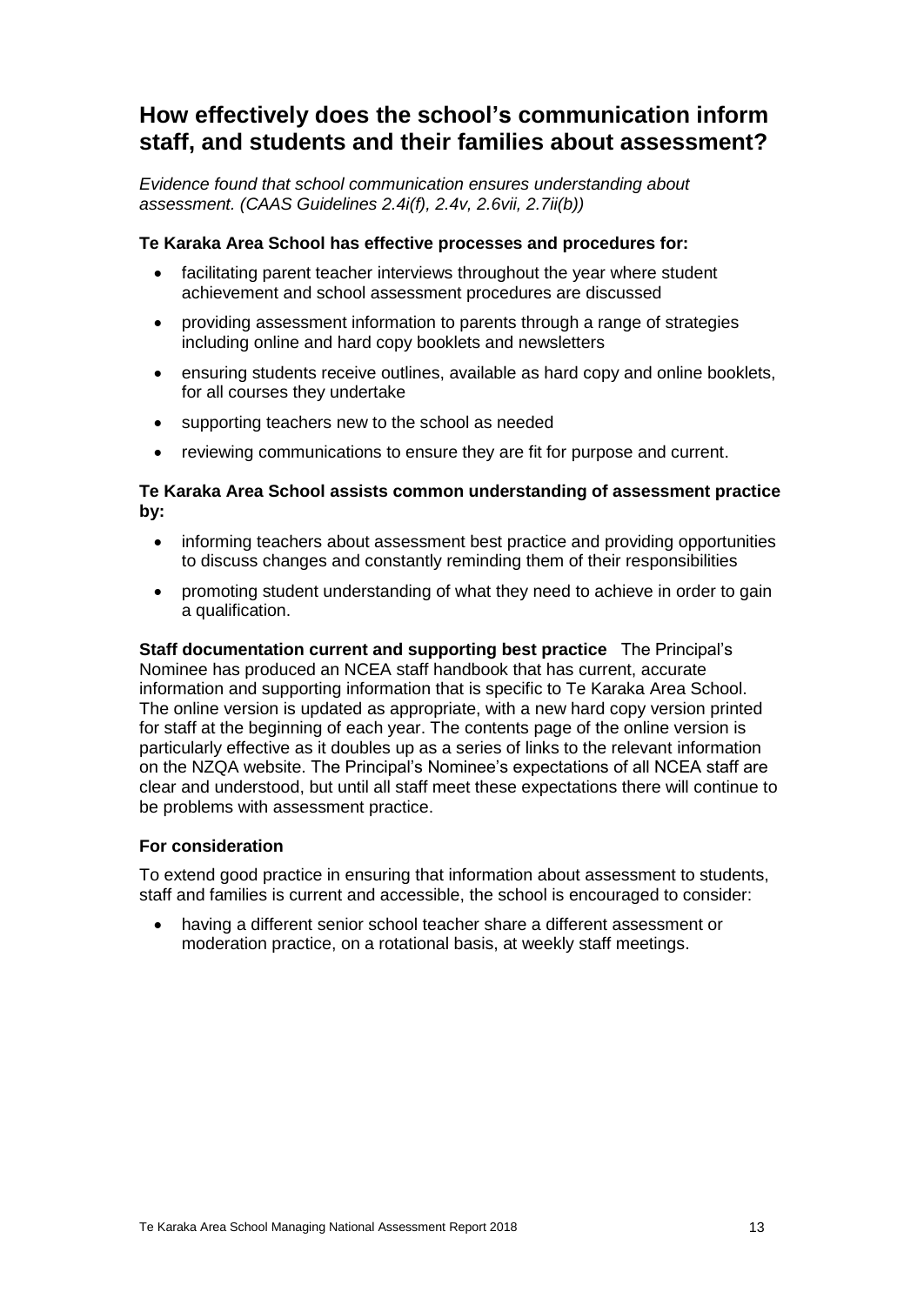## How effectively does the school's communication inform staff, and students and their families about assessment?

*Evidence found that school communication ensures understanding about assessment. (CAAS Guidelines 2.4i(f), 2.4v, 2.6vii, 2.7ii(b))*

**Te Karaka Area School has effective processes and procedures for:**

- facilitating parent teacher interviews throughout the year where student achievement and school assessment procedures are discussed
- providing assessment information to parents through a range of strategies including online and hard copy booklets and newsletters
- ensuring students receive outlines, available as hard copy and online booklets, for all courses they undertake
- supporting teachers new to the school as needed
- reviewing communications to ensure they are fit for purpose and current.

**Te Karaka Area School assists common understanding of assessment practice by:**

- informing teachers about assessment best practice and providing opportunities to discuss changes and constantly reminding them of their responsibilities
- promoting student understanding of what they need to achieve in order to gain a qualification.

**Staff documentation current and supporting best practice** The Principal's Nominee has produced an NCEA staff handbook that has current, accurate information and supporting information that is specific to Te Karaka Area School. The online version is updated as appropriate, with a new hard copy version printed for staff at the beginning of each year. The contents page of the online version is particularly effective as it doubles up as a series of links to the relevant information on the NZQA website. The Principal's Nominee's expectations of all NCEA staff are clear and understood, but until all staff meet these expectations there will continue to be problems with assessment practice.

**For consideration**

To extend good practice in ensuring that information about assessment to students, staff and families is current and accessible, the school is encouraged to consider:

- having a different senior school teacher share a different assessment or moderation practice, on a rotational basis, at weekly staff meetings.